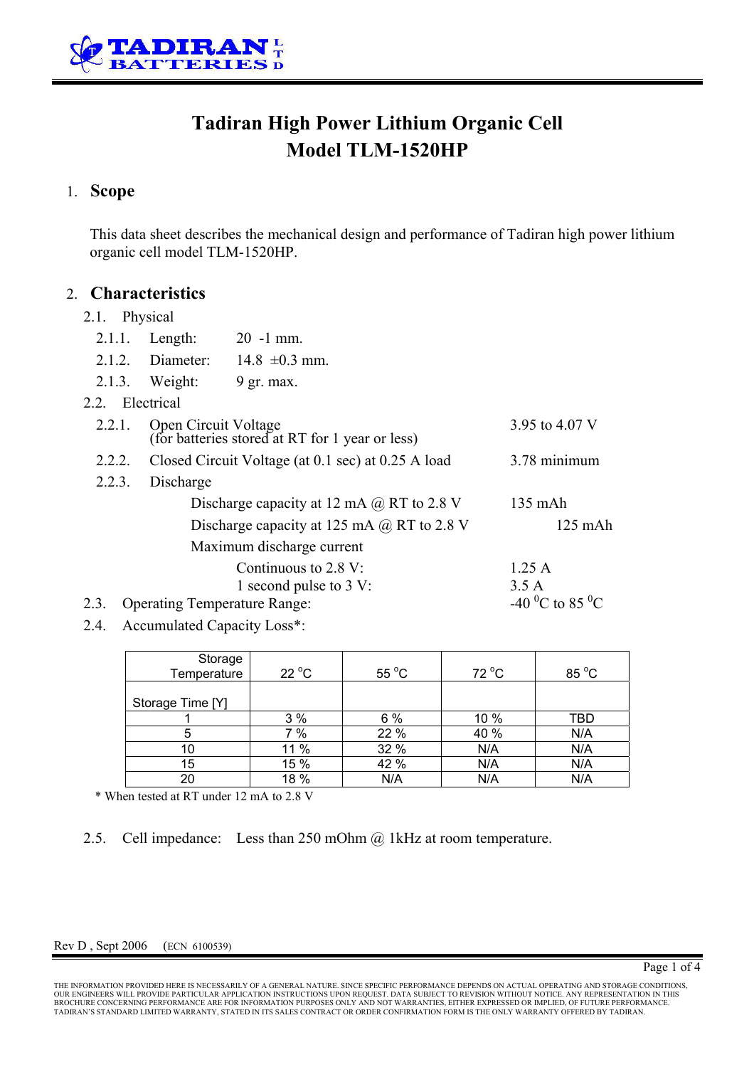TADIRAN BATTERIES LTD

# Tadiran High Power Lithium Organic Cell
# Model TLM-1520HP

## 1. Scope

This data sheet describes the mechanical design and performance of Tadiran high power lithium organic cell model TLM-1520HP.

## 2. Characteristics

2.1. Physical

- 2.1.1. Length: 20 -1 mm.
- 2.1.2. Diameter: 14.8 ±0.3 mm.
- 2.1.3. Weight: 9 gr. max.

2.2. Electrical

- 2.2.1. Open Circuit Voltage (for batteries stored at RT for 1 year or less) — 3.95 to 4.07 V
- 2.2.2. Closed Circuit Voltage (at 0.1 sec) at 0.25 A load — 3.78 minimum
- 2.2.3. Discharge
  - Discharge capacity at 12 mA @ RT to 2.8 V — 135 mAh
  - Discharge capacity at 125 mA @ RT to 2.8 V — 125 mAh
  - Maximum discharge current
    - Continuous to 2.8 V: — 1.25 A
    - 1 second pulse to 3 V: — 3.5 A

2.3. Operating Temperature Range: -40 $^{0}$C to 85 $^{0}$C

2.4. Accumulated Capacity Loss*:

| Storage Temperature / Storage Time [Y] | 22 °C | 55 °C | 72 °C | 85 °C |
|---|---|---|---|---|
| 1 | 3 % | 6 % | 10 % | TBD |
| 5 | 7 % | 22 % | 40 % | N/A |
| 10 | 11 % | 32 % | N/A | N/A |
| 15 | 15 % | 42 % | N/A | N/A |
| 20 | 18 % | N/A | N/A | N/A |

\* When tested at RT under 12 mA to 2.8 V

2.5. Cell impedance: Less than 250 mOhm @ 1kHz at room temperature.

Rev D , Sept 2006 (ECN 6100539)

THE INFORMATION PROVIDED HERE IS NECESSARILY OF A GENERAL NATURE. SINCE SPECIFIC PERFORMANCE DEPENDS ON ACTUAL OPERATING AND STORAGE CONDITIONS, OUR ENGINEERS WILL PROVIDE PARTICULAR APPLICATION INSTRUCTIONS UPON REQUEST. DATA SUBJECT TO REVISION WITHOUT NOTICE. ANY REPRESENTATION IN THIS BROCHURE CONCERNING PERFORMANCE ARE FOR INFORMATION PURPOSES ONLY AND NOT WARRANTIES, EITHER EXPRESSED OR IMPLIED, OF FUTURE PERFORMANCE. TADIRAN'S STANDARD LIMITED WARRANTY, STATED IN ITS SALES CONTRACT OR ORDER CONFIRMATION FORM IS THE ONLY WARRANTY OFFERED BY TADIRAN.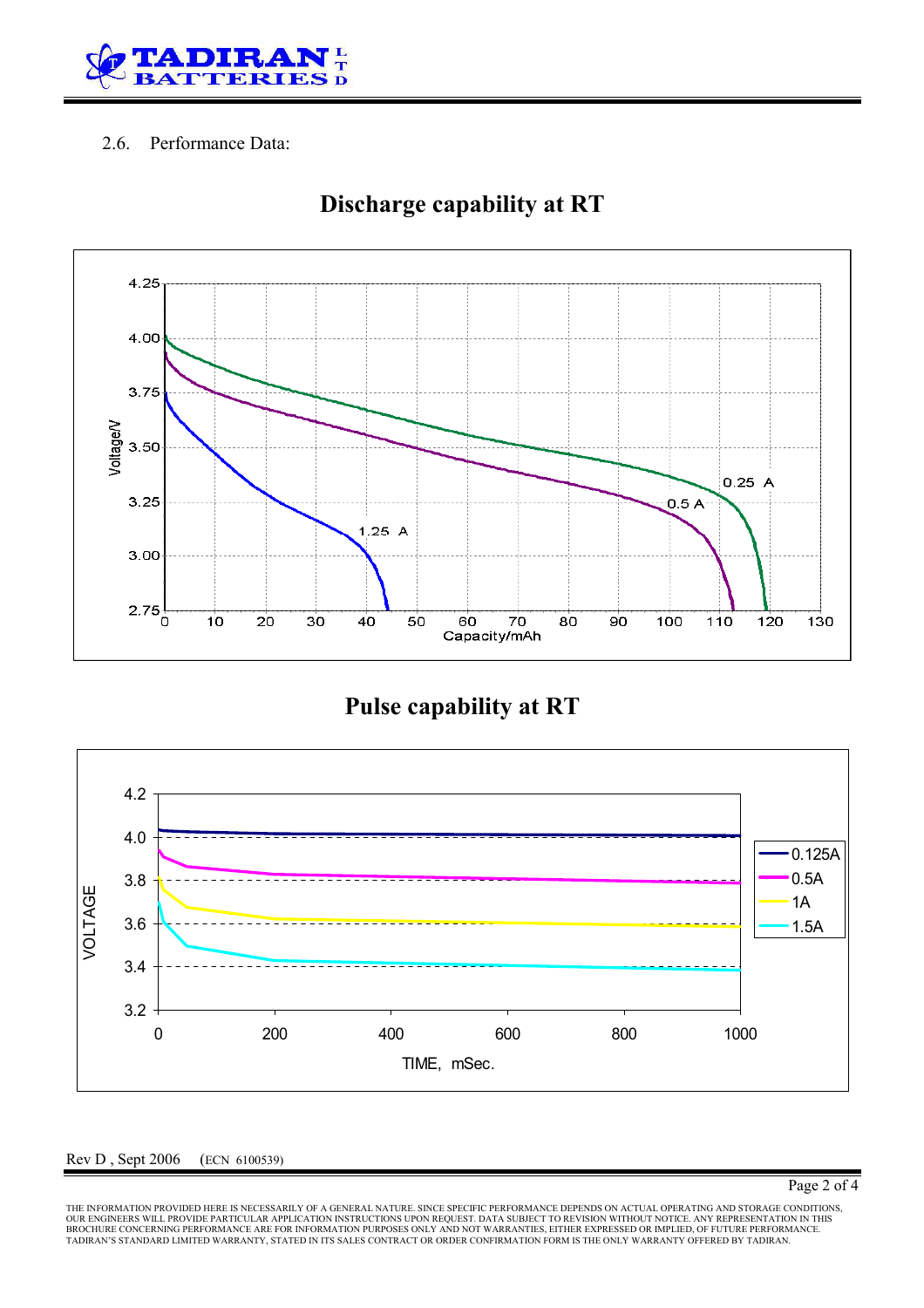2.6. Performance Data:

## Discharge capability at RT

## Pulse capability at RT

Rev D , Sept 2006 (ECN 6100539)

THE INFORMATION PROVIDED HERE IS NECESSARILY OF A GENERAL NATURE. SINCE SPECIFIC PERFORMANCE DEPENDS ON ACTUAL OPERATING AND STORAGE CONDITIONS, OUR ENGINEERS WILL PROVIDE PARTICULAR APPLICATION INSTRUCTIONS UPON REQUEST. DATA SUBJECT TO REVISION WITHOUT NOTICE. ANY REPRESENTATION IN THIS BROCHURE CONCERNING PERFORMANCE ARE FOR INFORMATION PURPOSES ONLY AND NOT WARRANTIES, EITHER EXPRESSED OR IMPLIED, OF FUTURE PERFORMANCE. TADIRAN'S STANDARD LIMITED WARRANTY, STATED IN ITS SALES CONTRACT OR ORDER CONFIRMATION FORM IS THE ONLY WARRANTY OFFERED BY TADIRAN.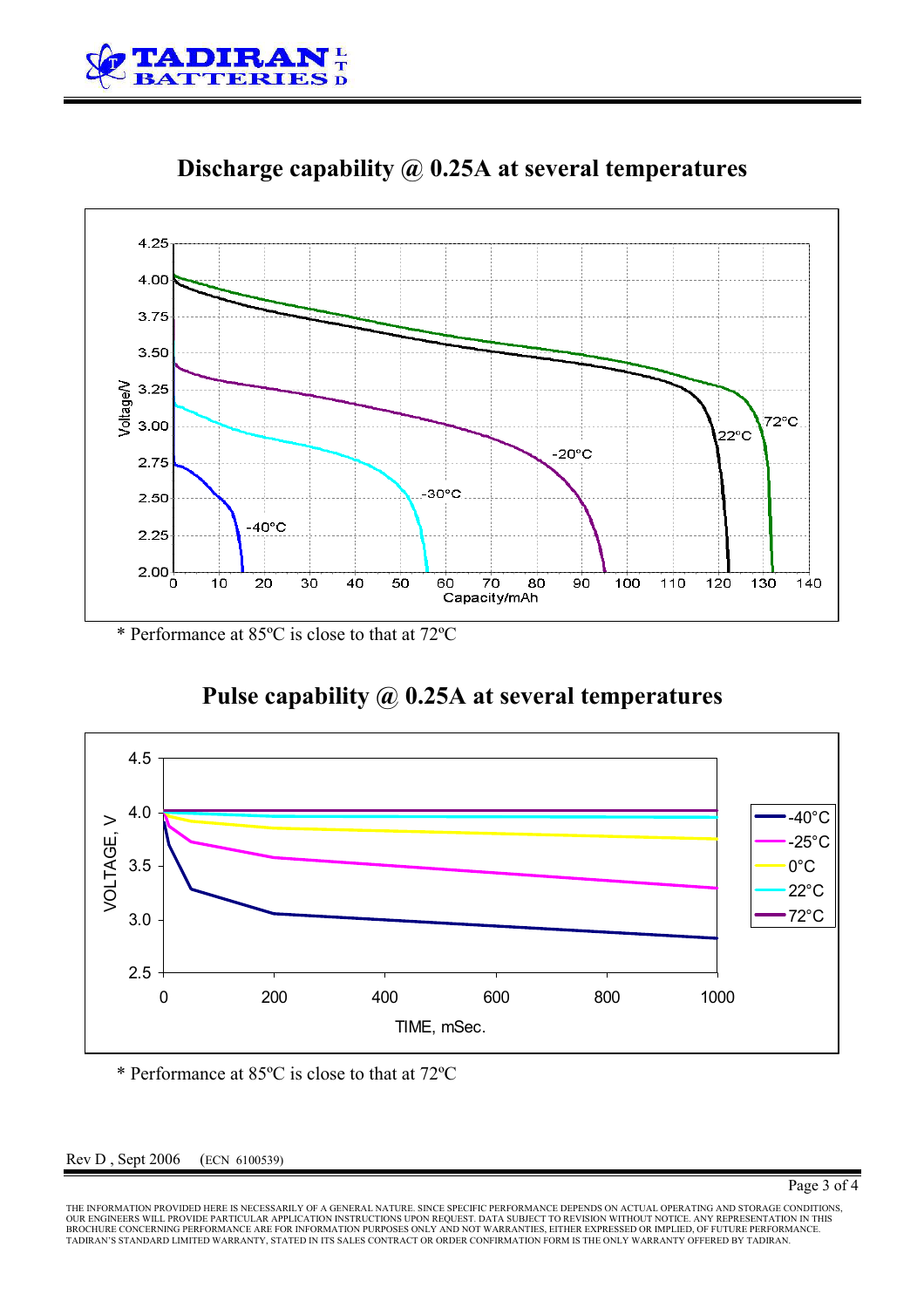## Discharge capability @ 0.25A at several temperatures

\* Performance at 85ºC is close to that at 72ºC

## Pulse capability @ 0.25A at several temperatures

\* Performance at 85ºC is close to that at 72ºC

Rev D , Sept 2006 (ECN 6100539)

THE INFORMATION PROVIDED HERE IS NECESSARILY OF A GENERAL NATURE. SINCE SPECIFIC PERFORMANCE DEPENDS ON ACTUAL OPERATING AND STORAGE CONDITIONS, OUR ENGINEERS WILL PROVIDE PARTICULAR APPLICATION INSTRUCTIONS UPON REQUEST. DATA SUBJECT TO REVISION WITHOUT NOTICE. ANY REPRESENTATION IN THIS BROCHURE CONCERNING PERFORMANCE ARE FOR INFORMATION PURPOSES ONLY AND NOT WARRANTIES, EITHER EXPRESSED OR IMPLIED, OF FUTURE PERFORMANCE. TADIRAN'S STANDARD LIMITED WARRANTY, STATED IN ITS SALES CONTRACT OR ORDER CONFIRMATION FORM IS THE ONLY WARRANTY OFFERED BY TADIRAN.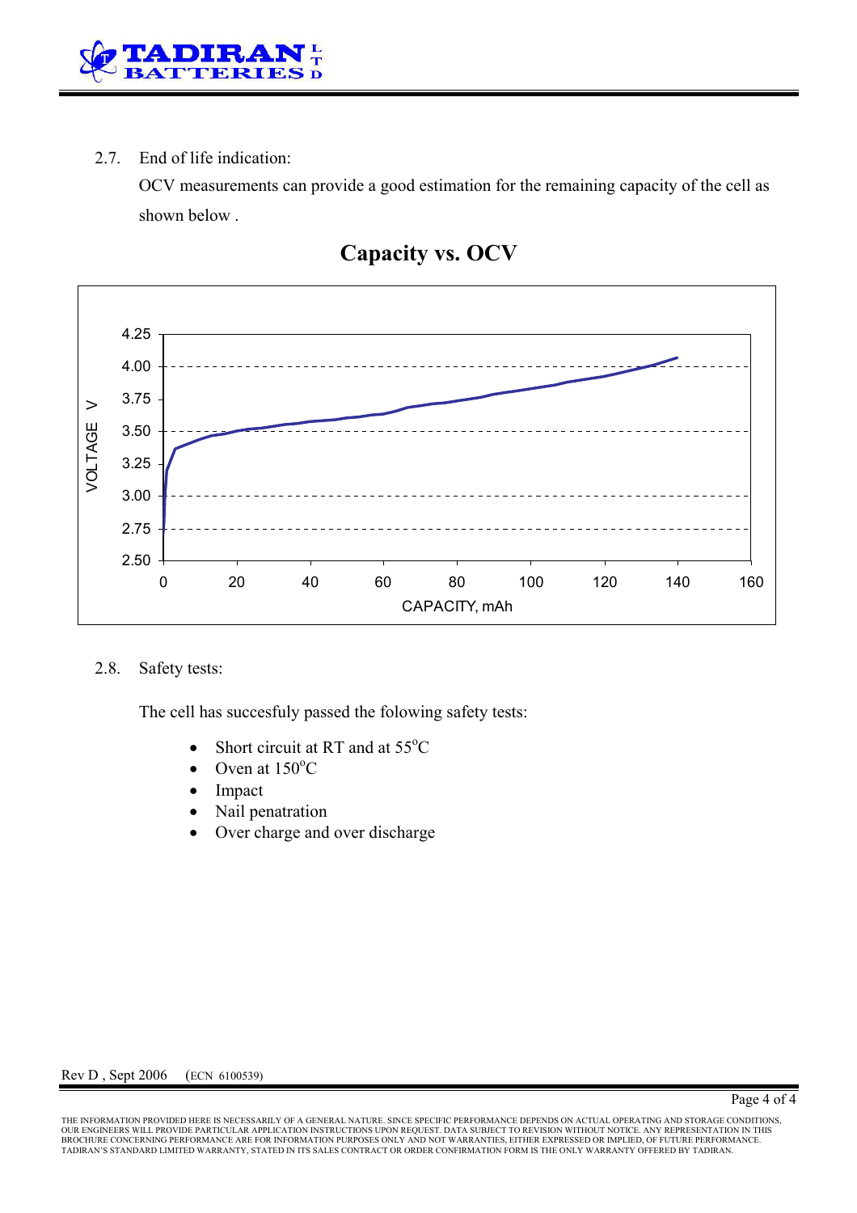2.7. End of life indication:

OCV measurements can provide a good estimation for the remaining capacity of the cell as shown below .

**Capacity vs. OCV**

VOLTAGE V

4.25
4.00
3.75
3.50
3.25
3.00
2.75
2.50

0 20 40 60 80 100 120 140 160

CAPACITY, mAh

2.8. Safety tests:

The cell has succesfuly passed the folowing safety tests:

- Short circuit at RT and at 55$^{o}$C
- Oven at 150$^{o}$C
- Impact
- Nail penatration
- Over charge and over discharge

Rev D , Sept 2006 (ECN 6100539)

THE INFORMATION PROVIDED HERE IS NECESSARILY OF A GENERAL NATURE. SINCE SPECIFIC PERFORMANCE DEPENDS ON ACTUAL OPERATING AND STORAGE CONDITIONS, OUR ENGINEERS WILL PROVIDE PARTICULAR APPLICATION INSTRUCTIONS UPON REQUEST. DATA SUBJECT TO REVISION WITHOUT NOTICE. ANY REPRESENTATION IN THIS BROCHURE CONCERNING PERFORMANCE ARE FOR INFORMATION PURPOSES ONLY AND NOT WARRANTIES, EITHER EXPRESSED OR IMPLIED, OF FUTURE PERFORMANCE. TADIRAN'S STANDARD LIMITED WARRANTY, STATED IN ITS SALES CONTRACT OR ORDER CONFIRMATION FORM IS THE ONLY WARRANTY OFFERED BY TADIRAN.